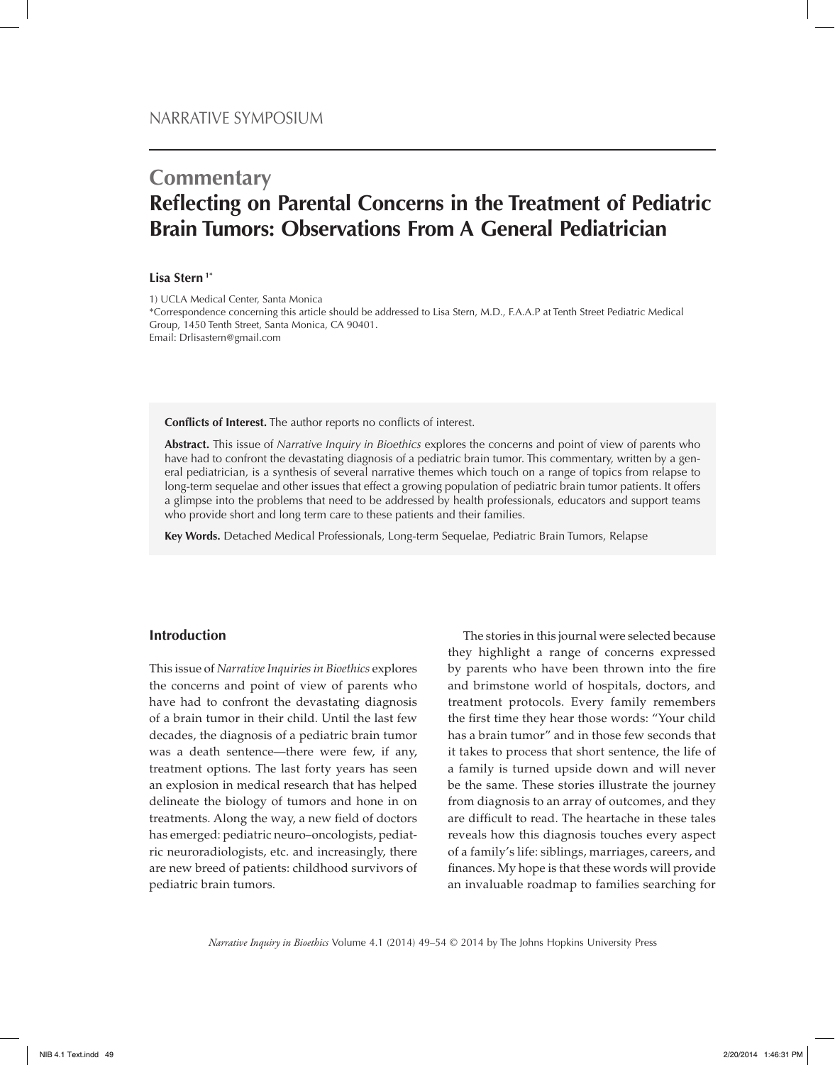NARRATIVE SYMPOSIUM

# Commentary
# Reflecting on Parental Concerns in the Treatment of Pediatric Brain Tumors: Observations From A General Pediatrician

**Lisa Stern** [1*]

1) UCLA Medical Center, Santa Monica
*Correspondence concerning this article should be addressed to Lisa Stern, M.D., F.A.A.P at Tenth Street Pediatric Medical Group, 1450 Tenth Street, Santa Monica, CA 90401.
Email: Drlisastern@gmail.com

**Conflicts of Interest.** The author reports no conflicts of interest.

**Abstract.** This issue of *Narrative Inquiry in Bioethics* explores the concerns and point of view of parents who have had to confront the devastating diagnosis of a pediatric brain tumor. This commentary, written by a general pediatrician, is a synthesis of several narrative themes which touch on a range of topics from relapse to long-term sequelae and other issues that effect a growing population of pediatric brain tumor patients. It offers a glimpse into the problems that need to be addressed by health professionals, educators and support teams who provide short and long term care to these patients and their families.

**Key Words.** Detached Medical Professionals, Long-term Sequelae, Pediatric Brain Tumors, Relapse

## Introduction

This issue of *Narrative Inquiries in Bioethics* explores the concerns and point of view of parents who have had to confront the devastating diagnosis of a brain tumor in their child. Until the last few decades, the diagnosis of a pediatric brain tumor was a death sentence—there were few, if any, treatment options. The last forty years has seen an explosion in medical research that has helped delineate the biology of tumors and hone in on treatments. Along the way, a new field of doctors has emerged: pediatric neuro–oncologists, pediatric neuroradiologists, etc. and increasingly, there are new breed of patients: childhood survivors of pediatric brain tumors.

The stories in this journal were selected because they highlight a range of concerns expressed by parents who have been thrown into the fire and brimstone world of hospitals, doctors, and treatment protocols. Every family remembers the first time they hear those words: "Your child has a brain tumor" and in those few seconds that it takes to process that short sentence, the life of a family is turned upside down and will never be the same. These stories illustrate the journey from diagnosis to an array of outcomes, and they are difficult to read. The heartache in these tales reveals how this diagnosis touches every aspect of a family's life: siblings, marriages, careers, and finances. My hope is that these words will provide an invaluable roadmap to families searching for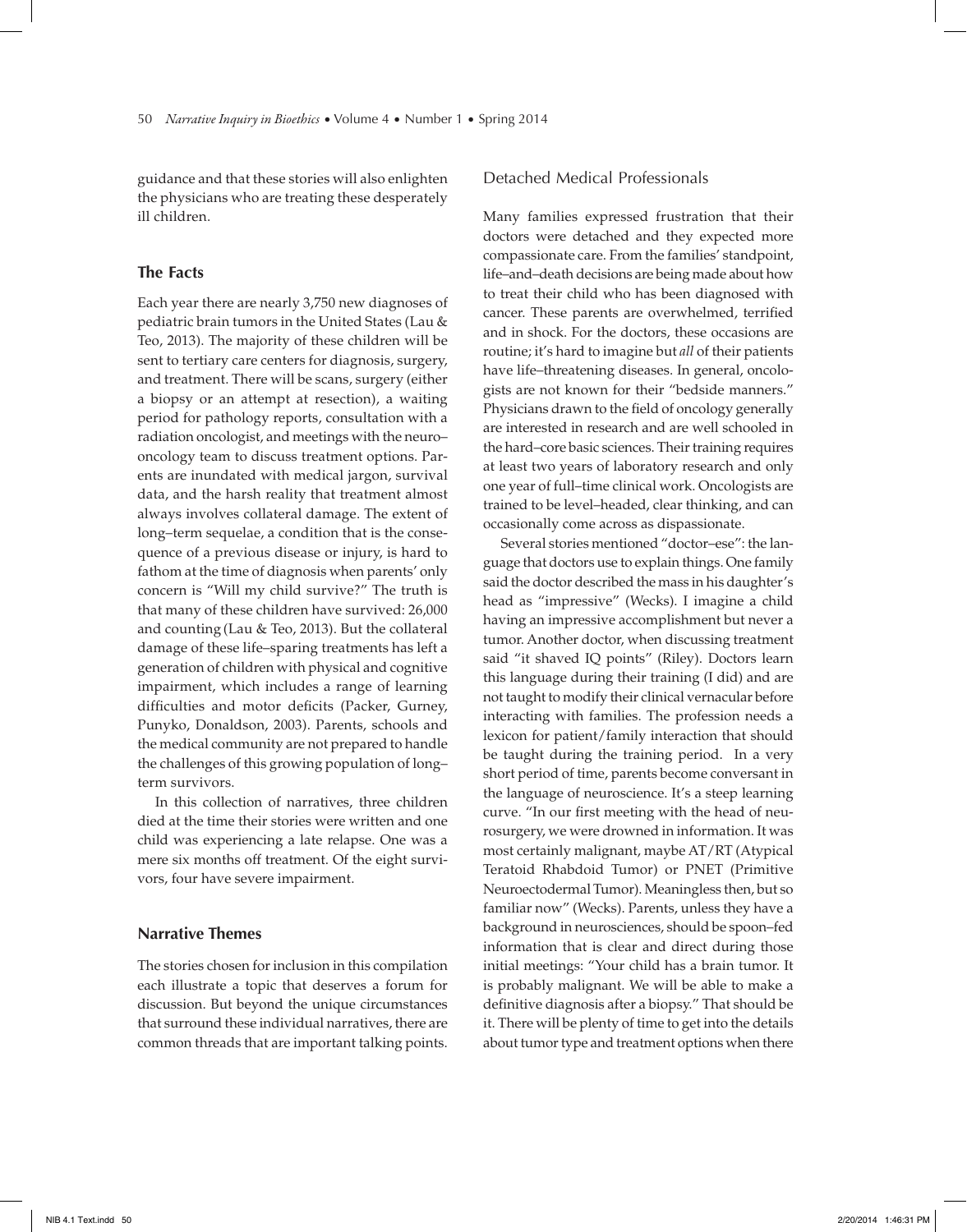guidance and that these stories will also enlighten the physicians who are treating these desperately ill children.

## The Facts

Each year there are nearly 3,750 new diagnoses of pediatric brain tumors in the United States (Lau & Teo, 2013). The majority of these children will be sent to tertiary care centers for diagnosis, surgery, and treatment. There will be scans, surgery (either a biopsy or an attempt at resection), a waiting period for pathology reports, consultation with a radiation oncologist, and meetings with the neuro–oncology team to discuss treatment options. Parents are inundated with medical jargon, survival data, and the harsh reality that treatment almost always involves collateral damage. The extent of long–term sequelae, a condition that is the consequence of a previous disease or injury, is hard to fathom at the time of diagnosis when parents' only concern is "Will my child survive?" The truth is that many of these children have survived: 26,000 and counting (Lau & Teo, 2013). But the collateral damage of these life–sparing treatments has left a generation of children with physical and cognitive impairment, which includes a range of learning difficulties and motor deficits (Packer, Gurney, Punyko, Donaldson, 2003). Parents, schools and the medical community are not prepared to handle the challenges of this growing population of long–term survivors.

In this collection of narratives, three children died at the time their stories were written and one child was experiencing a late relapse. One was a mere six months off treatment. Of the eight survivors, four have severe impairment.

## Narrative Themes

The stories chosen for inclusion in this compilation each illustrate a topic that deserves a forum for discussion. But beyond the unique circumstances that surround these individual narratives, there are common threads that are important talking points.

### Detached Medical Professionals

Many families expressed frustration that their doctors were detached and they expected more compassionate care. From the families' standpoint, life–and–death decisions are being made about how to treat their child who has been diagnosed with cancer. These parents are overwhelmed, terrified and in shock. For the doctors, these occasions are routine; it's hard to imagine but *all* of their patients have life–threatening diseases. In general, oncologists are not known for their "bedside manners." Physicians drawn to the field of oncology generally are interested in research and are well schooled in the hard–core basic sciences. Their training requires at least two years of laboratory research and only one year of full–time clinical work. Oncologists are trained to be level–headed, clear thinking, and can occasionally come across as dispassionate.

Several stories mentioned "doctor–ese": the language that doctors use to explain things. One family said the doctor described the mass in his daughter's head as "impressive" (Wecks). I imagine a child having an impressive accomplishment but never a tumor. Another doctor, when discussing treatment said "it shaved IQ points" (Riley). Doctors learn this language during their training (I did) and are not taught to modify their clinical vernacular before interacting with families. The profession needs a lexicon for patient/family interaction that should be taught during the training period. In a very short period of time, parents become conversant in the language of neuroscience. It's a steep learning curve. "In our first meeting with the head of neurosurgery, we were drowned in information. It was most certainly malignant, maybe AT/RT (Atypical Teratoid Rhabdoid Tumor) or PNET (Primitive Neuroectodermal Tumor). Meaningless then, but so familiar now" (Wecks). Parents, unless they have a background in neurosciences, should be spoon–fed information that is clear and direct during those initial meetings: "Your child has a brain tumor. It is probably malignant. We will be able to make a definitive diagnosis after a biopsy." That should be it. There will be plenty of time to get into the details about tumor type and treatment options when there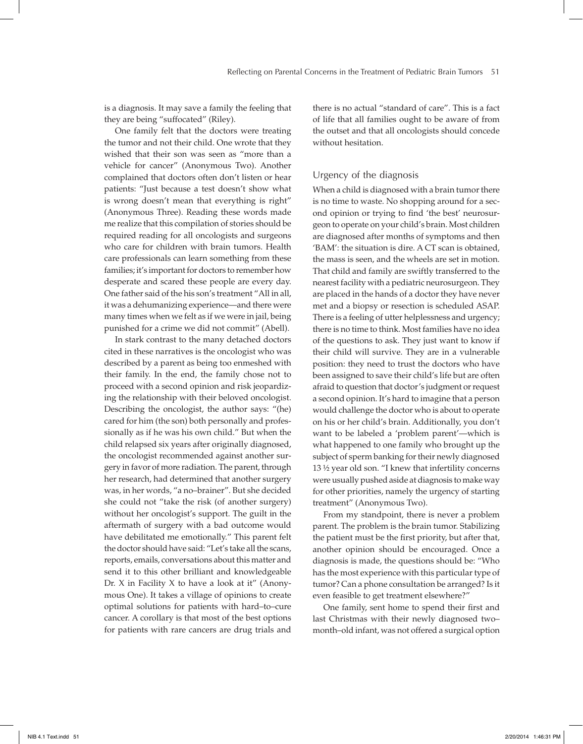is a diagnosis. It may save a family the feeling that they are being "suffocated" (Riley).

One family felt that the doctors were treating the tumor and not their child. One wrote that they wished that their son was seen as "more than a vehicle for cancer" (Anonymous Two). Another complained that doctors often don't listen or hear patients: "Just because a test doesn't show what is wrong doesn't mean that everything is right" (Anonymous Three). Reading these words made me realize that this compilation of stories should be required reading for all oncologists and surgeons who care for children with brain tumors. Health care professionals can learn something from these families; it's important for doctors to remember how desperate and scared these people are every day. One father said of the his son's treatment "All in all, it was a dehumanizing experience—and there were many times when we felt as if we were in jail, being punished for a crime we did not commit" (Abell).

In stark contrast to the many detached doctors cited in these narratives is the oncologist who was described by a parent as being too enmeshed with their family. In the end, the family chose not to proceed with a second opinion and risk jeopardizing the relationship with their beloved oncologist. Describing the oncologist, the author says: "(he) cared for him (the son) both personally and professionally as if he was his own child." But when the child relapsed six years after originally diagnosed, the oncologist recommended against another surgery in favor of more radiation. The parent, through her research, had determined that another surgery was, in her words, "a no–brainer". But she decided she could not "take the risk (of another surgery) without her oncologist's support. The guilt in the aftermath of surgery with a bad outcome would have debilitated me emotionally." This parent felt the doctor should have said: "Let's take all the scans, reports, emails, conversations about this matter and send it to this other brilliant and knowledgeable Dr. X in Facility X to have a look at it" (Anonymous One). It takes a village of opinions to create optimal solutions for patients with hard–to–cure cancer. A corollary is that most of the best options for patients with rare cancers are drug trials and there is no actual "standard of care". This is a fact of life that all families ought to be aware of from the outset and that all oncologists should concede without hesitation.

## Urgency of the diagnosis

When a child is diagnosed with a brain tumor there is no time to waste. No shopping around for a second opinion or trying to find 'the best' neurosurgeon to operate on your child's brain. Most children are diagnosed after months of symptoms and then 'BAM': the situation is dire. A CT scan is obtained, the mass is seen, and the wheels are set in motion. That child and family are swiftly transferred to the nearest facility with a pediatric neurosurgeon. They are placed in the hands of a doctor they have never met and a biopsy or resection is scheduled ASAP. There is a feeling of utter helplessness and urgency; there is no time to think. Most families have no idea of the questions to ask. They just want to know if their child will survive. They are in a vulnerable position: they need to trust the doctors who have been assigned to save their child's life but are often afraid to question that doctor's judgment or request a second opinion. It's hard to imagine that a person would challenge the doctor who is about to operate on his or her child's brain. Additionally, you don't want to be labeled a 'problem parent'—which is what happened to one family who brought up the subject of sperm banking for their newly diagnosed 13 ½ year old son. "I knew that infertility concerns were usually pushed aside at diagnosis to make way for other priorities, namely the urgency of starting treatment" (Anonymous Two).

From my standpoint, there is never a problem parent. The problem is the brain tumor. Stabilizing the patient must be the first priority, but after that, another opinion should be encouraged. Once a diagnosis is made, the questions should be: "Who has the most experience with this particular type of tumor? Can a phone consultation be arranged? Is it even feasible to get treatment elsewhere?"

One family, sent home to spend their first and last Christmas with their newly diagnosed two–month–old infant, was not offered a surgical option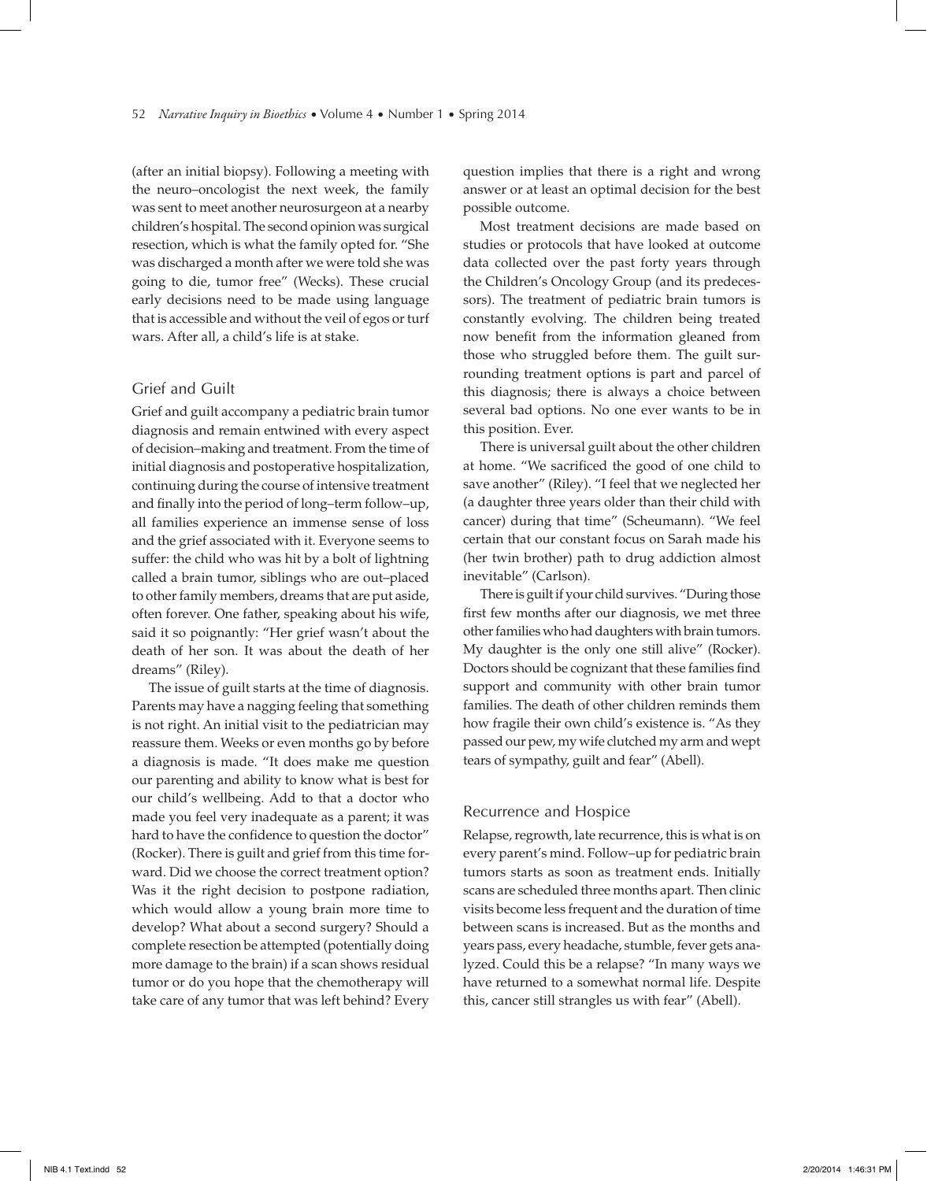(after an initial biopsy). Following a meeting with the neuro–oncologist the next week, the family was sent to meet another neurosurgeon at a nearby children's hospital. The second opinion was surgical resection, which is what the family opted for. "She was discharged a month after we were told she was going to die, tumor free" (Wecks). These crucial early decisions need to be made using language that is accessible and without the veil of egos or turf wars. After all, a child's life is at stake.

## Grief and Guilt

Grief and guilt accompany a pediatric brain tumor diagnosis and remain entwined with every aspect of decision–making and treatment. From the time of initial diagnosis and postoperative hospitalization, continuing during the course of intensive treatment and finally into the period of long–term follow–up, all families experience an immense sense of loss and the grief associated with it. Everyone seems to suffer: the child who was hit by a bolt of lightning called a brain tumor, siblings who are out–placed to other family members, dreams that are put aside, often forever. One father, speaking about his wife, said it so poignantly: "Her grief wasn't about the death of her son. It was about the death of her dreams" (Riley).

The issue of guilt starts at the time of diagnosis. Parents may have a nagging feeling that something is not right. An initial visit to the pediatrician may reassure them. Weeks or even months go by before a diagnosis is made. "It does make me question our parenting and ability to know what is best for our child's wellbeing. Add to that a doctor who made you feel very inadequate as a parent; it was hard to have the confidence to question the doctor" (Rocker). There is guilt and grief from this time forward. Did we choose the correct treatment option? Was it the right decision to postpone radiation, which would allow a young brain more time to develop? What about a second surgery? Should a complete resection be attempted (potentially doing more damage to the brain) if a scan shows residual tumor or do you hope that the chemotherapy will take care of any tumor that was left behind? Every question implies that there is a right and wrong answer or at least an optimal decision for the best possible outcome.

Most treatment decisions are made based on studies or protocols that have looked at outcome data collected over the past forty years through the Children's Oncology Group (and its predecessors). The treatment of pediatric brain tumors is constantly evolving. The children being treated now benefit from the information gleaned from those who struggled before them. The guilt surrounding treatment options is part and parcel of this diagnosis; there is always a choice between several bad options. No one ever wants to be in this position. Ever.

There is universal guilt about the other children at home. "We sacrificed the good of one child to save another" (Riley). "I feel that we neglected her (a daughter three years older than their child with cancer) during that time" (Scheumann). "We feel certain that our constant focus on Sarah made his (her twin brother) path to drug addiction almost inevitable" (Carlson).

There is guilt if your child survives. "During those first few months after our diagnosis, we met three other families who had daughters with brain tumors. My daughter is the only one still alive" (Rocker). Doctors should be cognizant that these families find support and community with other brain tumor families. The death of other children reminds them how fragile their own child's existence is. "As they passed our pew, my wife clutched my arm and wept tears of sympathy, guilt and fear" (Abell).

## Recurrence and Hospice

Relapse, regrowth, late recurrence, this is what is on every parent's mind. Follow–up for pediatric brain tumors starts as soon as treatment ends. Initially scans are scheduled three months apart. Then clinic visits become less frequent and the duration of time between scans is increased. But as the months and years pass, every headache, stumble, fever gets analyzed. Could this be a relapse? "In many ways we have returned to a somewhat normal life. Despite this, cancer still strangles us with fear" (Abell).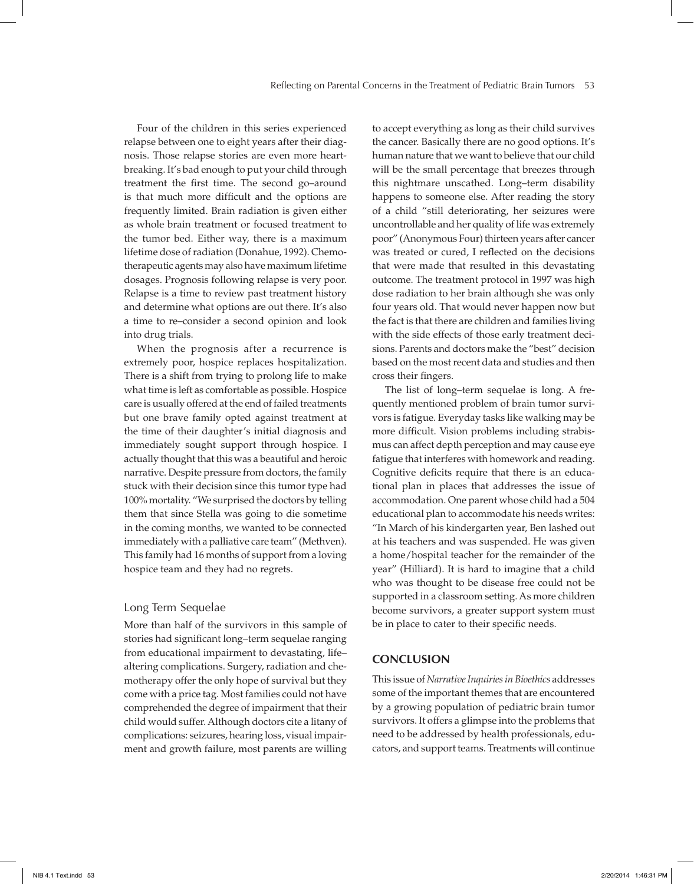Four of the children in this series experienced relapse between one to eight years after their diagnosis. Those relapse stories are even more heartbreaking. It's bad enough to put your child through treatment the first time. The second go–around is that much more difficult and the options are frequently limited. Brain radiation is given either as whole brain treatment or focused treatment to the tumor bed. Either way, there is a maximum lifetime dose of radiation (Donahue, 1992). Chemotherapeutic agents may also have maximum lifetime dosages. Prognosis following relapse is very poor. Relapse is a time to review past treatment history and determine what options are out there. It's also a time to re–consider a second opinion and look into drug trials.

When the prognosis after a recurrence is extremely poor, hospice replaces hospitalization. There is a shift from trying to prolong life to make what time is left as comfortable as possible. Hospice care is usually offered at the end of failed treatments but one brave family opted against treatment at the time of their daughter's initial diagnosis and immediately sought support through hospice. I actually thought that this was a beautiful and heroic narrative. Despite pressure from doctors, the family stuck with their decision since this tumor type had 100% mortality. "We surprised the doctors by telling them that since Stella was going to die sometime in the coming months, we wanted to be connected immediately with a palliative care team" (Methven). This family had 16 months of support from a loving hospice team and they had no regrets.

## Long Term Sequelae

More than half of the survivors in this sample of stories had significant long–term sequelae ranging from educational impairment to devastating, life–altering complications. Surgery, radiation and chemotherapy offer the only hope of survival but they come with a price tag. Most families could not have comprehended the degree of impairment that their child would suffer. Although doctors cite a litany of complications: seizures, hearing loss, visual impairment and growth failure, most parents are willing to accept everything as long as their child survives the cancer. Basically there are no good options. It's human nature that we want to believe that our child will be the small percentage that breezes through this nightmare unscathed. Long–term disability happens to someone else. After reading the story of a child "still deteriorating, her seizures were uncontrollable and her quality of life was extremely poor" (Anonymous Four) thirteen years after cancer was treated or cured, I reflected on the decisions that were made that resulted in this devastating outcome. The treatment protocol in 1997 was high dose radiation to her brain although she was only four years old. That would never happen now but the fact is that there are children and families living with the side effects of those early treatment decisions. Parents and doctors make the "best" decision based on the most recent data and studies and then cross their fingers.

The list of long–term sequelae is long. A frequently mentioned problem of brain tumor survivors is fatigue. Everyday tasks like walking may be more difficult. Vision problems including strabismus can affect depth perception and may cause eye fatigue that interferes with homework and reading. Cognitive deficits require that there is an educational plan in places that addresses the issue of accommodation. One parent whose child had a 504 educational plan to accommodate his needs writes: "In March of his kindergarten year, Ben lashed out at his teachers and was suspended. He was given a home/hospital teacher for the remainder of the year" (Hilliard). It is hard to imagine that a child who was thought to be disease free could not be supported in a classroom setting. As more children become survivors, a greater support system must be in place to cater to their specific needs.

## CONCLUSION

This issue of *Narrative Inquiries in Bioethics* addresses some of the important themes that are encountered by a growing population of pediatric brain tumor survivors. It offers a glimpse into the problems that need to be addressed by health professionals, educators, and support teams. Treatments will continue